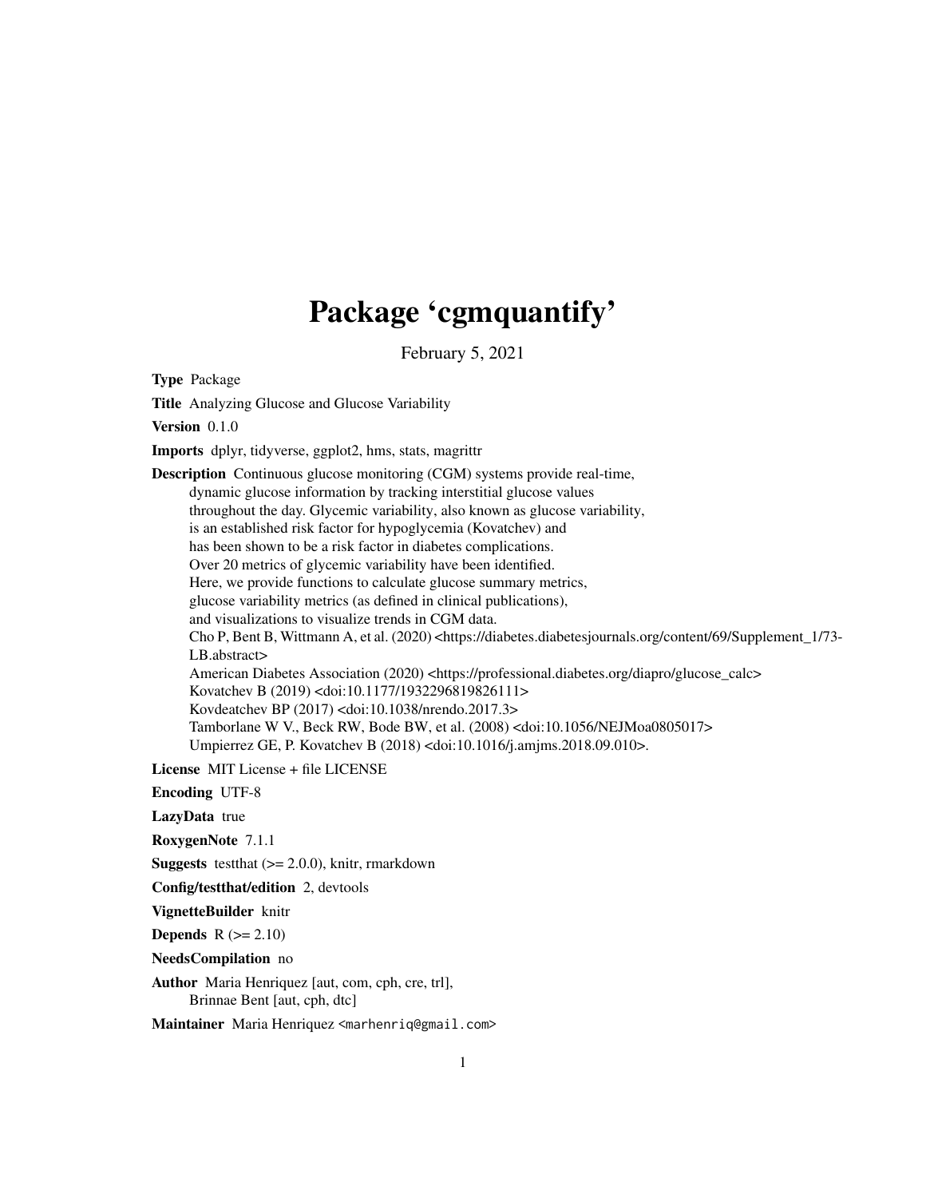# Package 'cgmquantify'

February 5, 2021

**Type** Package

**Title** Analyzing Glucose and Glucose Variability

**Version** 0.1.0

**Imports** dplyr, tidyverse, ggplot2, hms, stats, magrittr

**Description** Continuous glucose monitoring (CGM) systems provide real-time, dynamic glucose information by tracking interstitial glucose values throughout the day. Glycemic variability, also known as glucose variability, is an established risk factor for hypoglycemia (Kovatchev) and has been shown to be a risk factor in diabetes complications. Over 20 metrics of glycemic variability have been identified. Here, we provide functions to calculate glucose summary metrics, glucose variability metrics (as defined in clinical publications), and visualizations to visualize trends in CGM data.
Cho P, Bent B, Wittmann A, et al. (2020) <https://diabetes.diabetesjournals.org/content/69/Supplement_1/73-LB.abstract>
American Diabetes Association (2020) <https://professional.diabetes.org/diapro/glucose_calc>
Kovatchev B (2019) <doi:10.1177/1932296819826111>
Kovdeatchev BP (2017) <doi:10.1038/nrendo.2017.3>
Tamborlane W V., Beck RW, Bode BW, et al. (2008) <doi:10.1056/NEJMoa0805017>
Umpierrez GE, P. Kovatchev B (2018) <doi:10.1016/j.amjms.2018.09.010>.

**License** MIT License + file LICENSE

**Encoding** UTF-8

**LazyData** true

**RoxygenNote** 7.1.1

**Suggests** testthat (>= 2.0.0), knitr, rmarkdown

**Config/testthat/edition** 2, devtools

**VignetteBuilder** knitr

**Depends** R (>= 2.10)

**NeedsCompilation** no

**Author** Maria Henriquez [aut, com, cph, cre, trl],
Brinnae Bent [aut, cph, dtc]

**Maintainer** Maria Henriquez <marhenriq@gmail.com>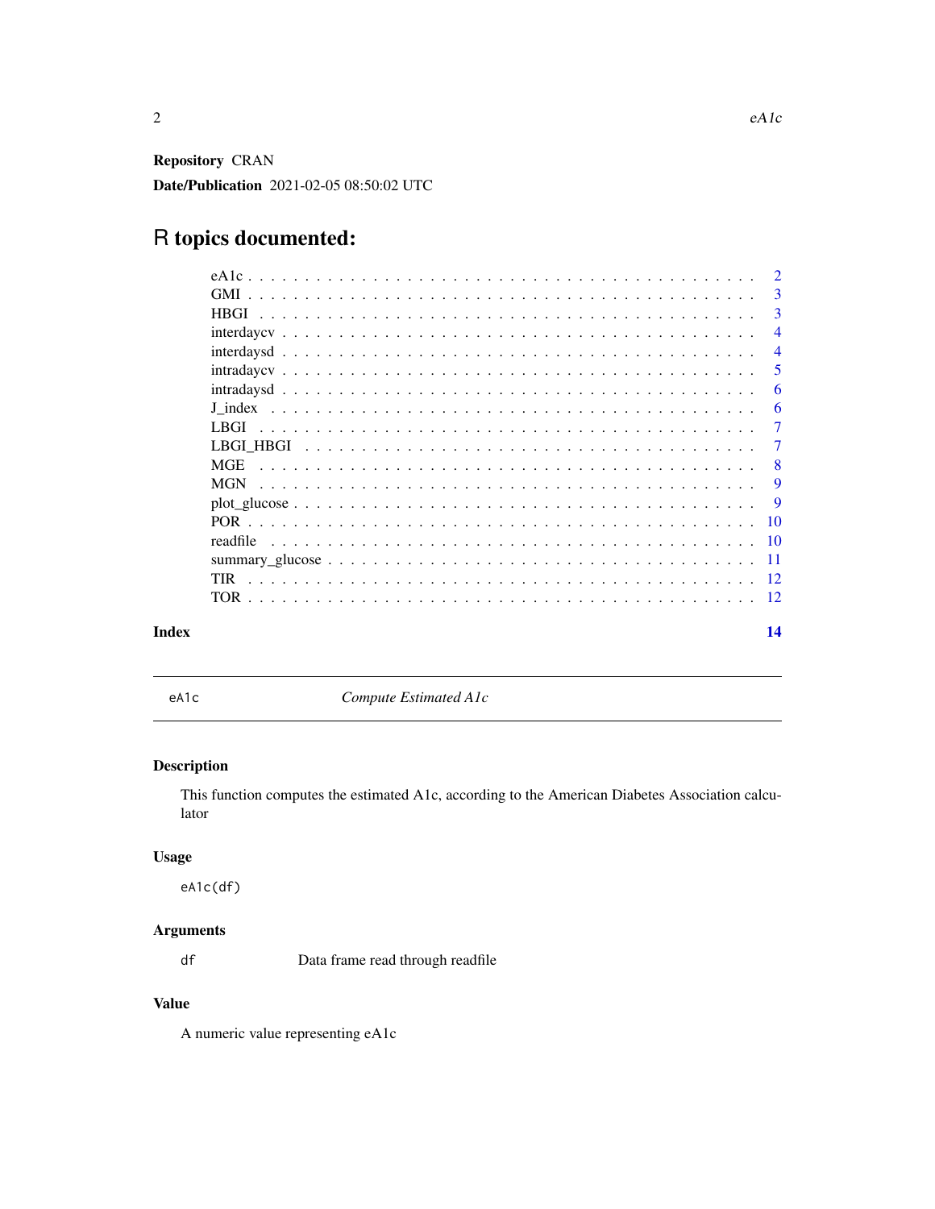**Repository** CRAN

**Date/Publication** 2021-02-05 08:50:02 UTC

# R topics documented:

| | |
|---|---|
| eA1c | 2 |
| GMI | 3 |
| HBGI | 3 |
| interdaycv | 4 |
| interdaysd | 4 |
| intradaycv | 5 |
| intradaysd | 6 |
| J_index | 6 |
| LBGI | 7 |
| LBGI_HBGI | 7 |
| MGE | 8 |
| MGN | 9 |
| plot_glucose | 9 |
| POR | 10 |
| readfile | 10 |
| summary_glucose | 11 |
| TIR | 12 |
| TOR | 12 |
| **Index** | **14** |

---

## eA1c — *Compute Estimated A1c*

---

### Description

This function computes the estimated A1c, according to the American Diabetes Association calculator

### Usage

```
eA1c(df)
```

### Arguments

| | |
|---|---|
| df | Data frame read through readfile |

### Value

A numeric value representing eA1c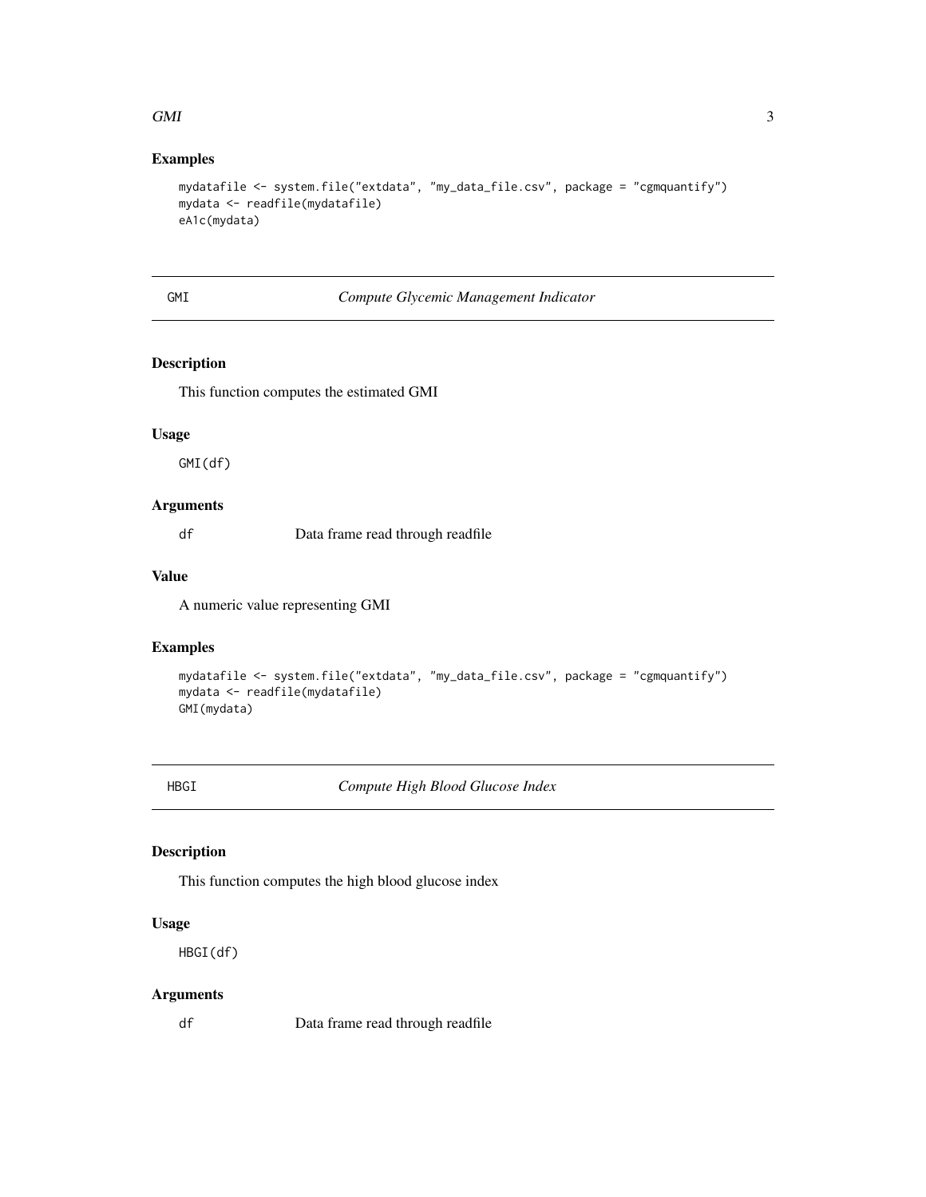### Examples

```
mydatafile <- system.file("extdata", "my_data_file.csv", package = "cgmquantify")
mydata <- readfile(mydatafile)
eA1c(mydata)
```

---

## GMI — *Compute Glycemic Management Indicator*

---

### Description

This function computes the estimated GMI

### Usage

```
GMI(df)
```

### Arguments

| | |
|---|---|
| `df` | Data frame read through readfile |

### Value

A numeric value representing GMI

### Examples

```
mydatafile <- system.file("extdata", "my_data_file.csv", package = "cgmquantify")
mydata <- readfile(mydatafile)
GMI(mydata)
```

---

## HBGI — *Compute High Blood Glucose Index*

---

### Description

This function computes the high blood glucose index

### Usage

```
HBGI(df)
```

### Arguments

| | |
|---|---|
| `df` | Data frame read through readfile |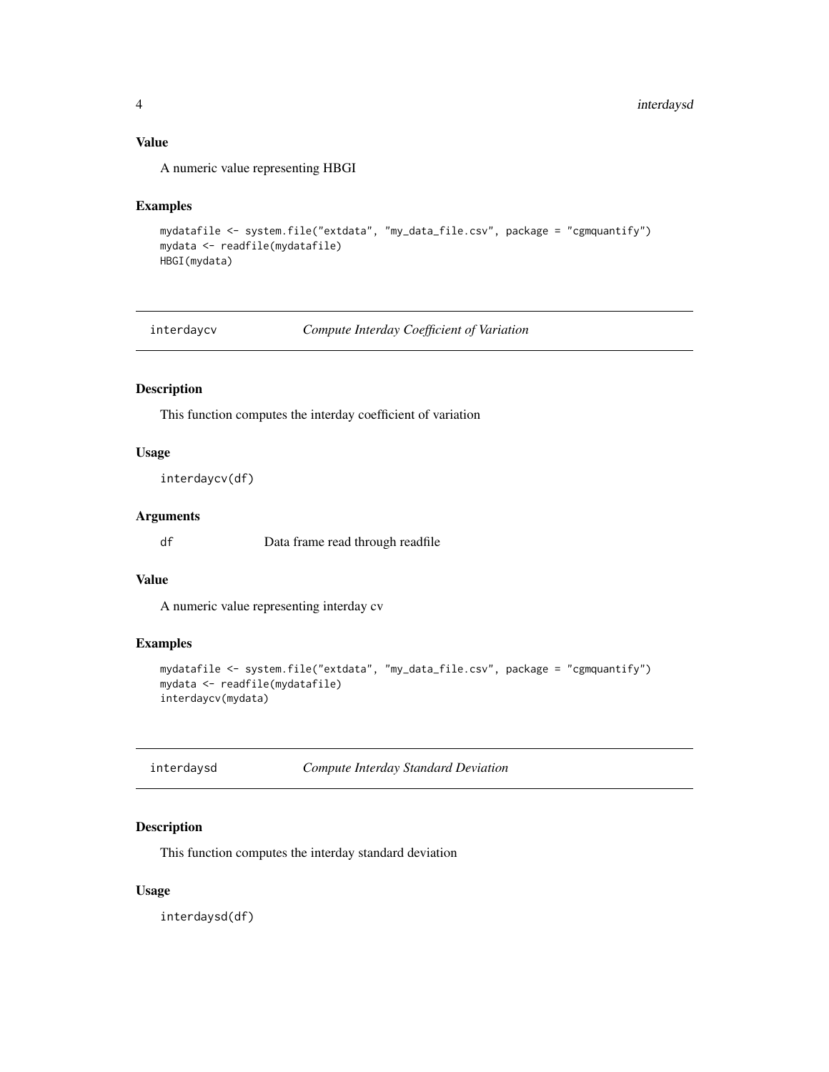### Value

A numeric value representing HBGI

### Examples

```
mydatafile <- system.file("extdata", "my_data_file.csv", package = "cgmquantify")
mydata <- readfile(mydatafile)
HBGI(mydata)
```

---

## interdaycv — *Compute Interday Coefficient of Variation*

### Description

This function computes the interday coefficient of variation

### Usage

```
interdaycv(df)
```

### Arguments

| | |
|---|---|
| df | Data frame read through readfile |

### Value

A numeric value representing interday cv

### Examples

```
mydatafile <- system.file("extdata", "my_data_file.csv", package = "cgmquantify")
mydata <- readfile(mydatafile)
interdaycv(mydata)
```

---

## interdaysd — *Compute Interday Standard Deviation*

### Description

This function computes the interday standard deviation

### Usage

```
interdaysd(df)
```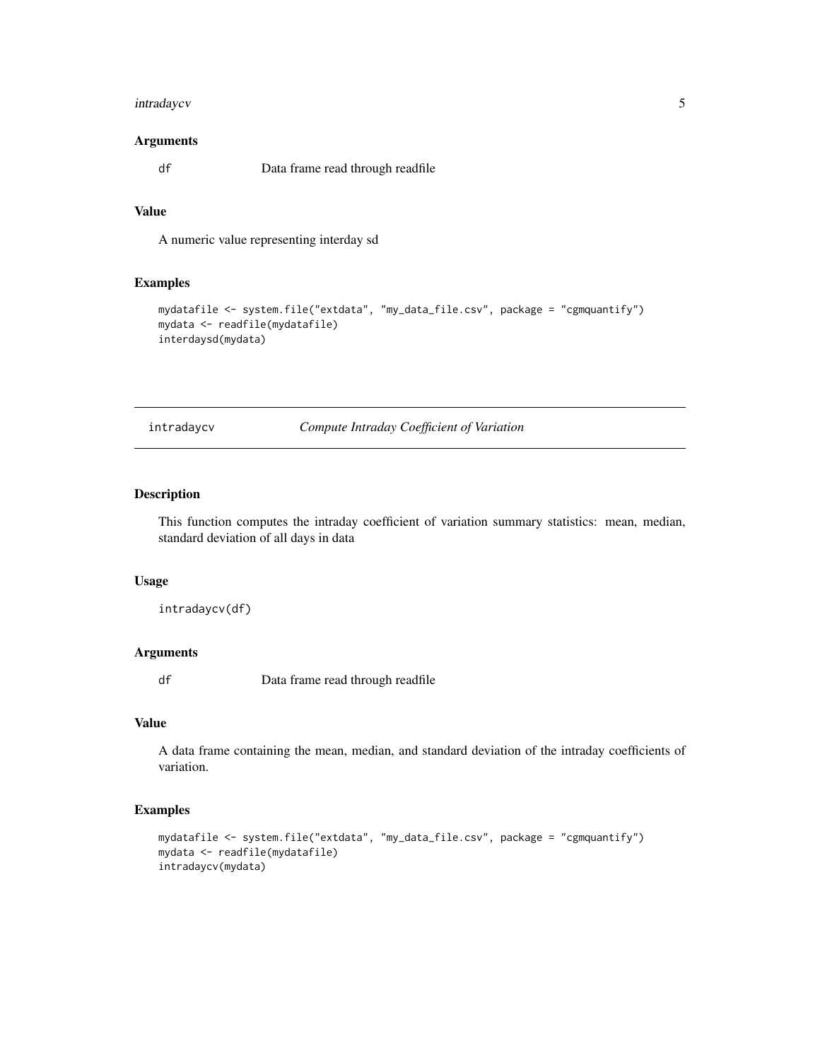### Arguments

df Data frame read through readfile

### Value

A numeric value representing interday sd

### Examples

```
mydatafile <- system.file("extdata", "my_data_file.csv", package = "cgmquantify")
mydata <- readfile(mydatafile)
interdaysd(mydata)
```

---

## intradaycv *Compute Intraday Coefficient of Variation*

---

### Description

This function computes the intraday coefficient of variation summary statistics: mean, median, standard deviation of all days in data

### Usage

```
intradaycv(df)
```

### Arguments

df Data frame read through readfile

### Value

A data frame containing the mean, median, and standard deviation of the intraday coefficients of variation.

### Examples

```
mydatafile <- system.file("extdata", "my_data_file.csv", package = "cgmquantify")
mydata <- readfile(mydatafile)
intradaycv(mydata)
```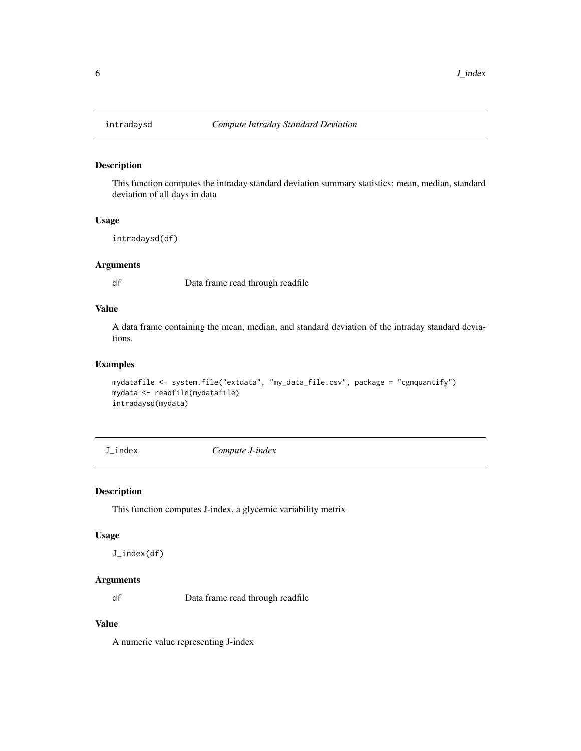## intradaysd — *Compute Intraday Standard Deviation*

### Description

This function computes the intraday standard deviation summary statistics: mean, median, standard deviation of all days in data

### Usage

```
intradaysd(df)
```

### Arguments

| | |
|---|---|
| df | Data frame read through readfile |

### Value

A data frame containing the mean, median, and standard deviation of the intraday standard deviations.

### Examples

```
mydatafile <- system.file("extdata", "my_data_file.csv", package = "cgmquantify")
mydata <- readfile(mydatafile)
intradaysd(mydata)
```

## J_index — *Compute J-index*

### Description

This function computes J-index, a glycemic variability metrix

### Usage

```
J_index(df)
```

### Arguments

| | |
|---|---|
| df | Data frame read through readfile |

### Value

A numeric value representing J-index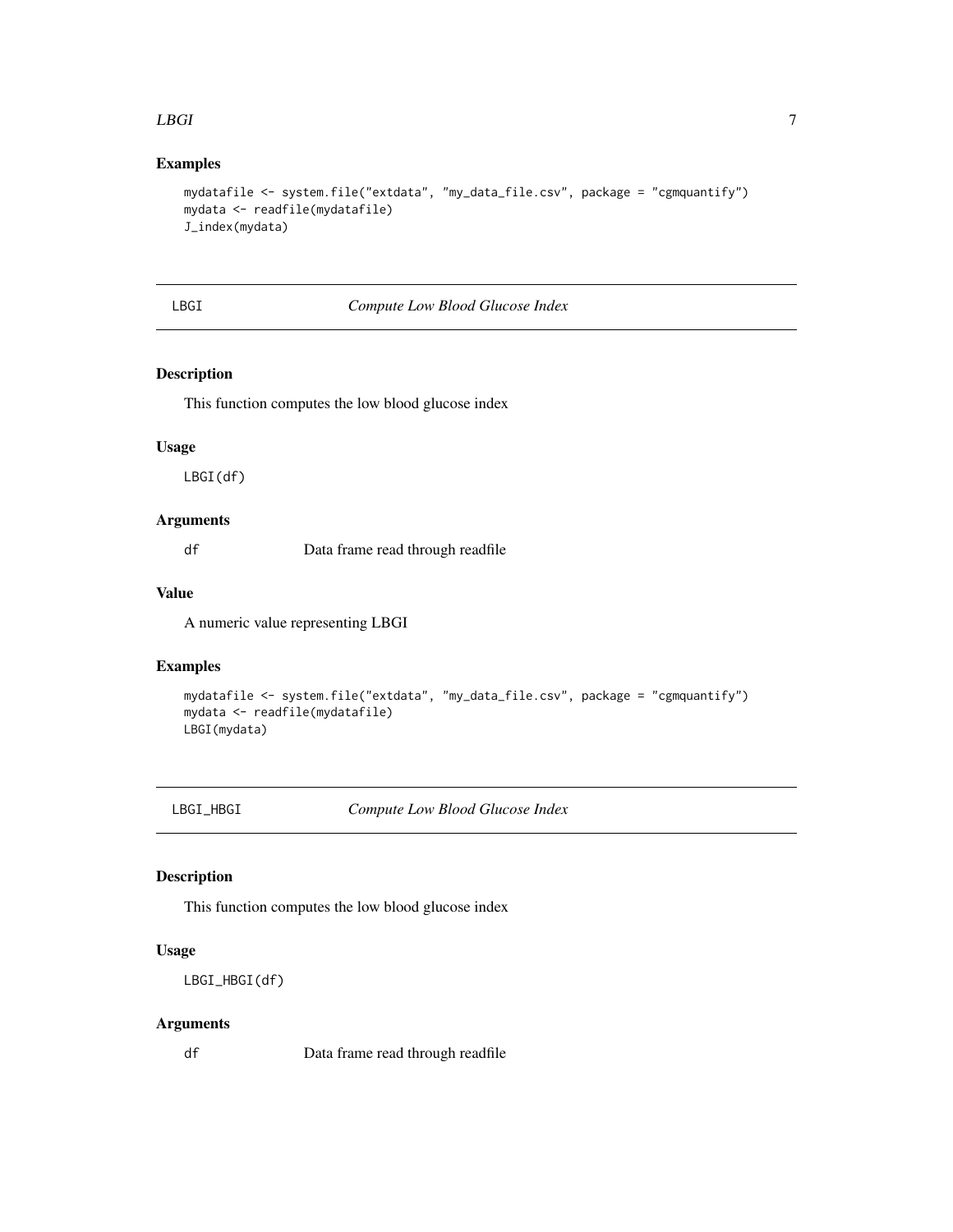## Examples

```
mydatafile <- system.file("extdata", "my_data_file.csv", package = "cgmquantify")
mydata <- readfile(mydatafile)
J_index(mydata)
```

---

## LBGI — *Compute Low Blood Glucose Index*

### Description

This function computes the low blood glucose index

### Usage

```
LBGI(df)
```

### Arguments

| | |
|---|---|
| df | Data frame read through readfile |

### Value

A numeric value representing LBGI

### Examples

```
mydatafile <- system.file("extdata", "my_data_file.csv", package = "cgmquantify")
mydata <- readfile(mydatafile)
LBGI(mydata)
```

---

## LBGI_HBGI — *Compute Low Blood Glucose Index*

### Description

This function computes the low blood glucose index

### Usage

```
LBGI_HBGI(df)
```

### Arguments

| | |
|---|---|
| df | Data frame read through readfile |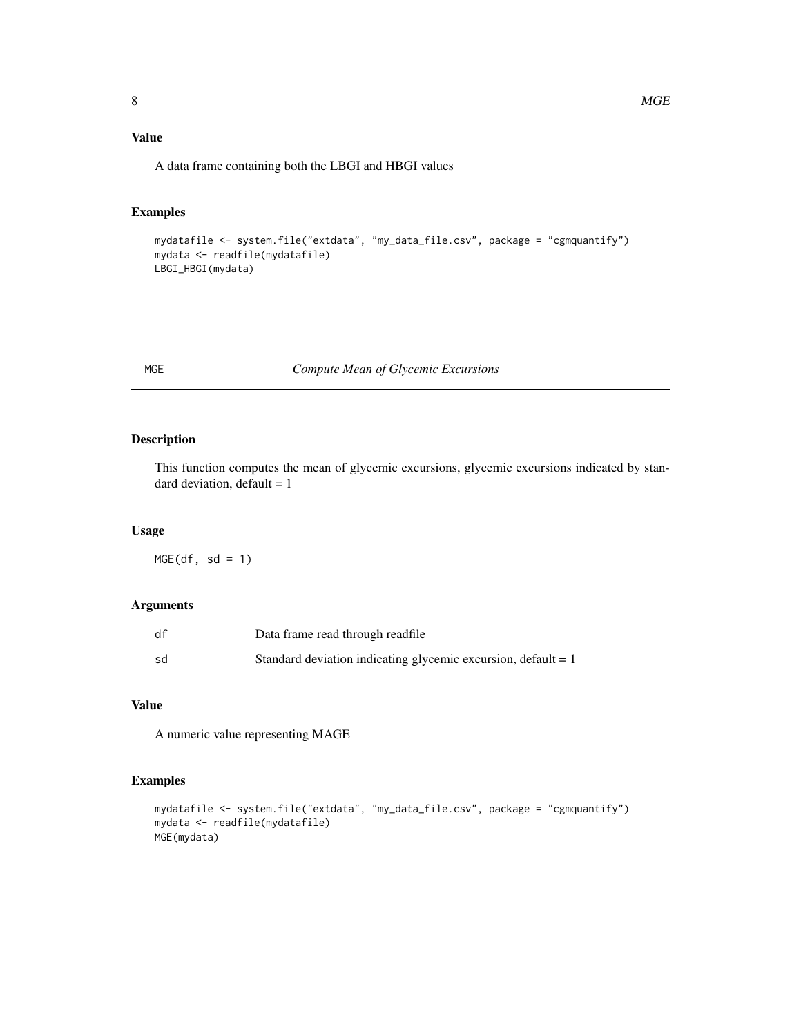## Value

A data frame containing both the LBGI and HBGI values

## Examples

```
mydatafile <- system.file("extdata", "my_data_file.csv", package = "cgmquantify")
mydata <- readfile(mydatafile)
LBGI_HBGI(mydata)
```

---

# MGE — *Compute Mean of Glycemic Excursions*

---

## Description

This function computes the mean of glycemic excursions, glycemic excursions indicated by standard deviation, default = 1

## Usage

```
MGE(df, sd = 1)
```

## Arguments

| | |
|---|---|
| df | Data frame read through readfile |
| sd | Standard deviation indicating glycemic excursion, default = 1 |

## Value

A numeric value representing MAGE

## Examples

```
mydatafile <- system.file("extdata", "my_data_file.csv", package = "cgmquantify")
mydata <- readfile(mydatafile)
MGE(mydata)
```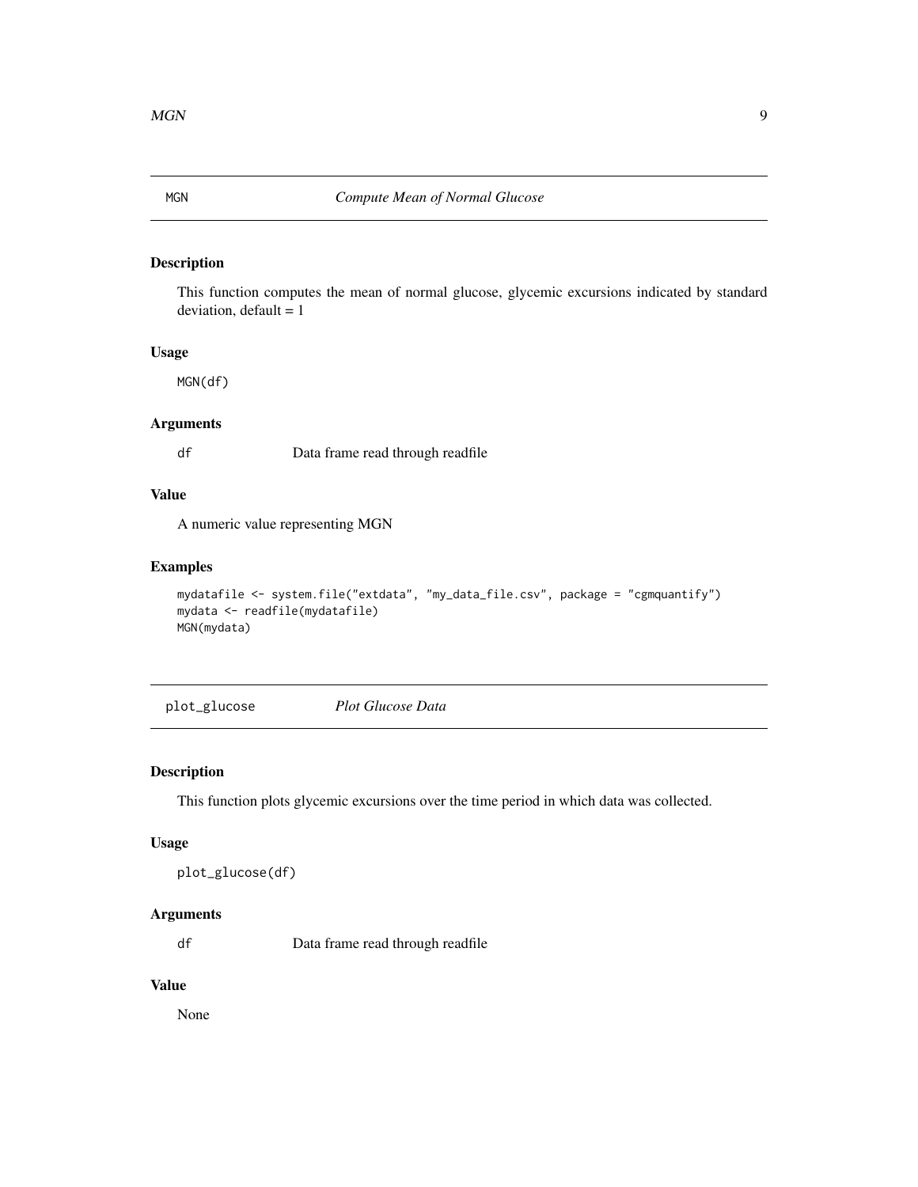## MGN — *Compute Mean of Normal Glucose*

### Description

This function computes the mean of normal glucose, glycemic excursions indicated by standard deviation, default = 1

### Usage

```
MGN(df)
```

### Arguments

| | |
|---|---|
| df | Data frame read through readfile |

### Value

A numeric value representing MGN

### Examples

```
mydatafile <- system.file("extdata", "my_data_file.csv", package = "cgmquantify")
mydata <- readfile(mydatafile)
MGN(mydata)
```

## plot_glucose — *Plot Glucose Data*

### Description

This function plots glycemic excursions over the time period in which data was collected.

### Usage

```
plot_glucose(df)
```

### Arguments

| | |
|---|---|
| df | Data frame read through readfile |

### Value

None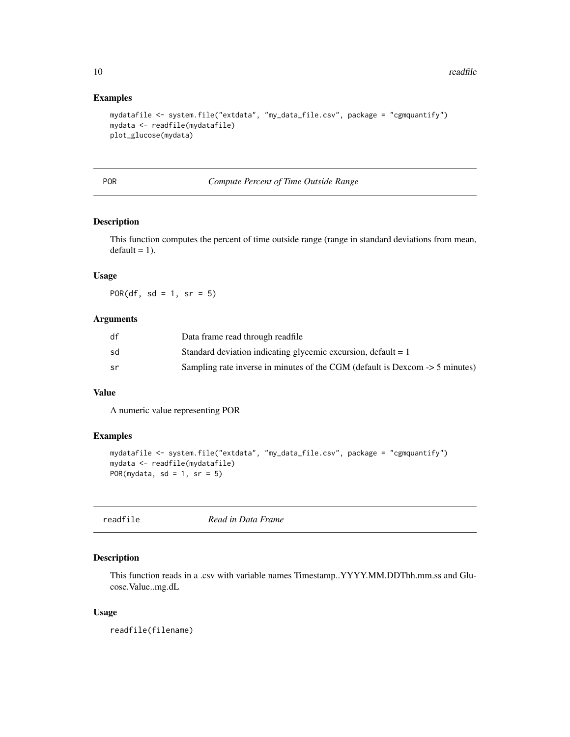## Examples

```
mydatafile <- system.file("extdata", "my_data_file.csv", package = "cgmquantify")
mydata <- readfile(mydatafile)
plot_glucose(mydata)
```

---

# POR — *Compute Percent of Time Outside Range*

## Description

This function computes the percent of time outside range (range in standard deviations from mean, default = 1).

## Usage

```
POR(df, sd = 1, sr = 5)
```

## Arguments

| | |
|---|---|
| df | Data frame read through readfile |
| sd | Standard deviation indicating glycemic excursion, default = 1 |
| sr | Sampling rate inverse in minutes of the CGM (default is Dexcom -> 5 minutes) |

## Value

A numeric value representing POR

## Examples

```
mydatafile <- system.file("extdata", "my_data_file.csv", package = "cgmquantify")
mydata <- readfile(mydatafile)
POR(mydata, sd = 1, sr = 5)
```

---

# readfile — *Read in Data Frame*

## Description

This function reads in a .csv with variable names Timestamp..YYYY.MM.DDThh.mm.ss and Glucose.Value..mg.dL

## Usage

```
readfile(filename)
```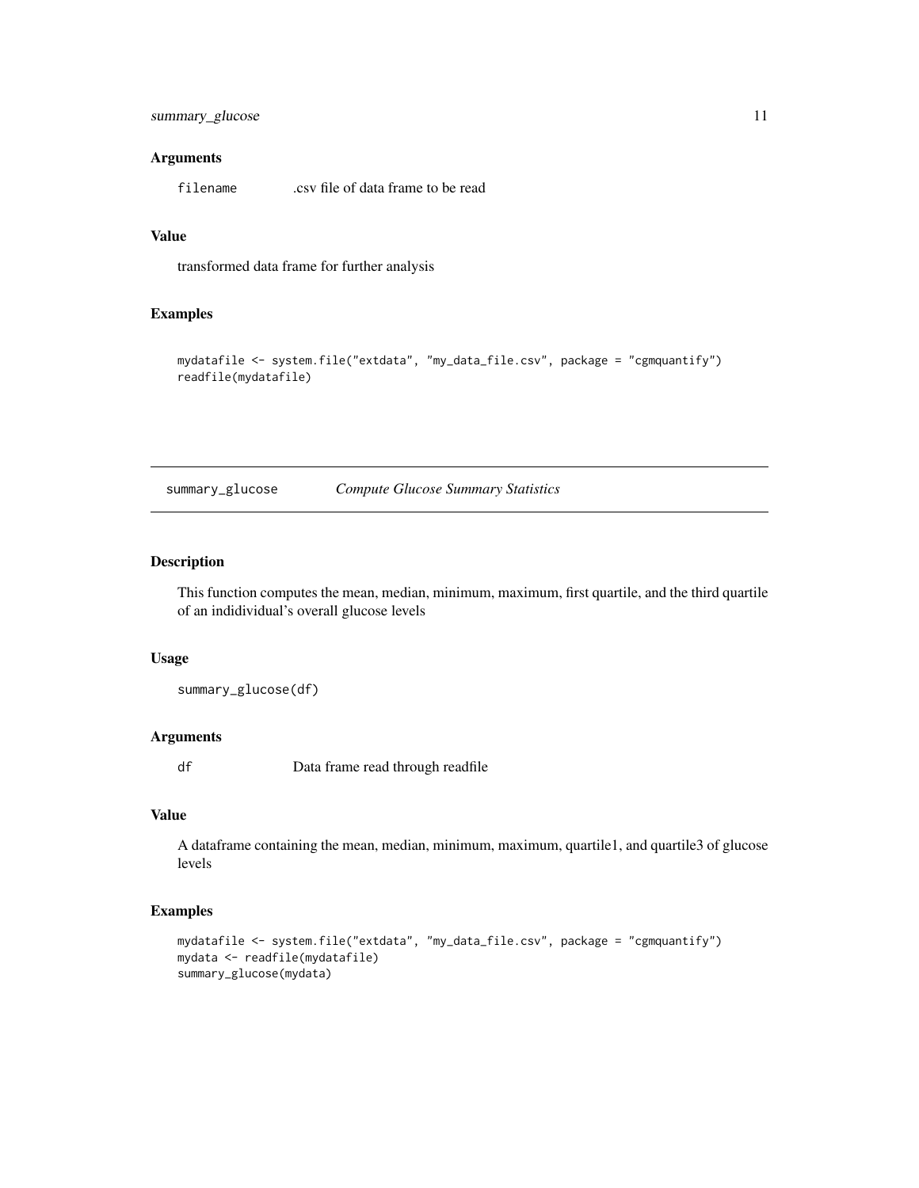## Arguments

`filename` .csv file of data frame to be read

## Value

transformed data frame for further analysis

## Examples

```
mydatafile <- system.file("extdata", "my_data_file.csv", package = "cgmquantify")
readfile(mydatafile)
```

---

# summary_glucose *Compute Glucose Summary Statistics*

---

## Description

This function computes the mean, median, minimum, maximum, first quartile, and the third quartile of an indidividual's overall glucose levels

## Usage

```
summary_glucose(df)
```

## Arguments

`df` Data frame read through readfile

## Value

A dataframe containing the mean, median, minimum, maximum, quartile1, and quartile3 of glucose levels

## Examples

```
mydatafile <- system.file("extdata", "my_data_file.csv", package = "cgmquantify")
mydata <- readfile(mydatafile)
summary_glucose(mydata)
```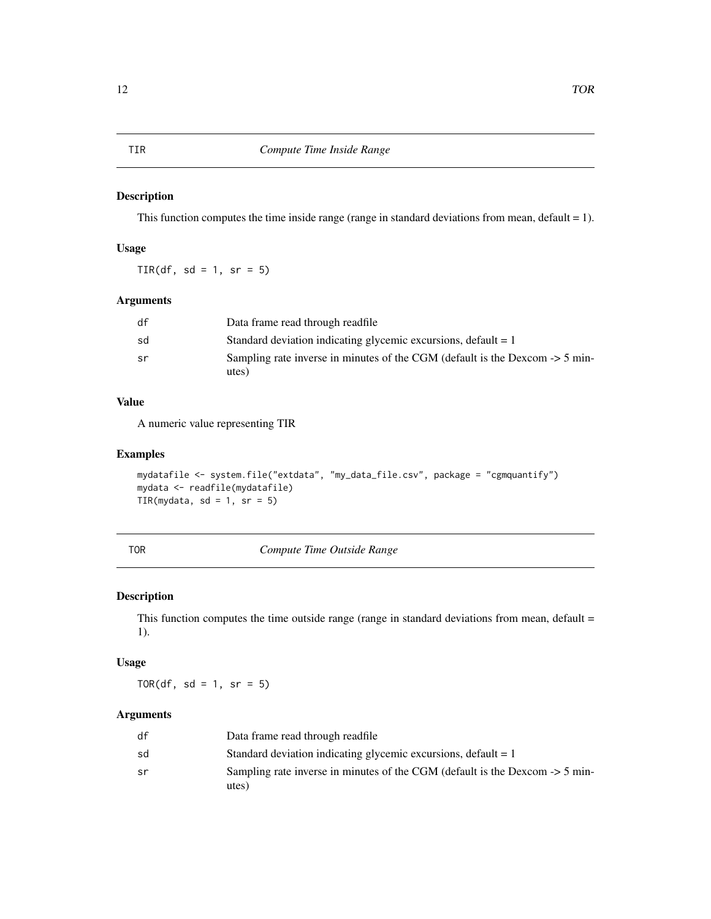## TIR — *Compute Time Inside Range*

### Description

This function computes the time inside range (range in standard deviations from mean, default = 1).

### Usage

```
TIR(df, sd = 1, sr = 5)
```

### Arguments

| | |
|---|---|
| df | Data frame read through readfile |
| sd | Standard deviation indicating glycemic excursions, default = 1 |
| sr | Sampling rate inverse in minutes of the CGM (default is the Dexcom -> 5 minutes) |

### Value

A numeric value representing TIR

### Examples

```
mydatafile <- system.file("extdata", "my_data_file.csv", package = "cgmquantify")
mydata <- readfile(mydatafile)
TIR(mydata, sd = 1, sr = 5)
```

## TOR — *Compute Time Outside Range*

### Description

This function computes the time outside range (range in standard deviations from mean, default = 1).

### Usage

```
TOR(df, sd = 1, sr = 5)
```

### Arguments

| | |
|---|---|
| df | Data frame read through readfile |
| sd | Standard deviation indicating glycemic excursions, default = 1 |
| sr | Sampling rate inverse in minutes of the CGM (default is the Dexcom -> 5 minutes) |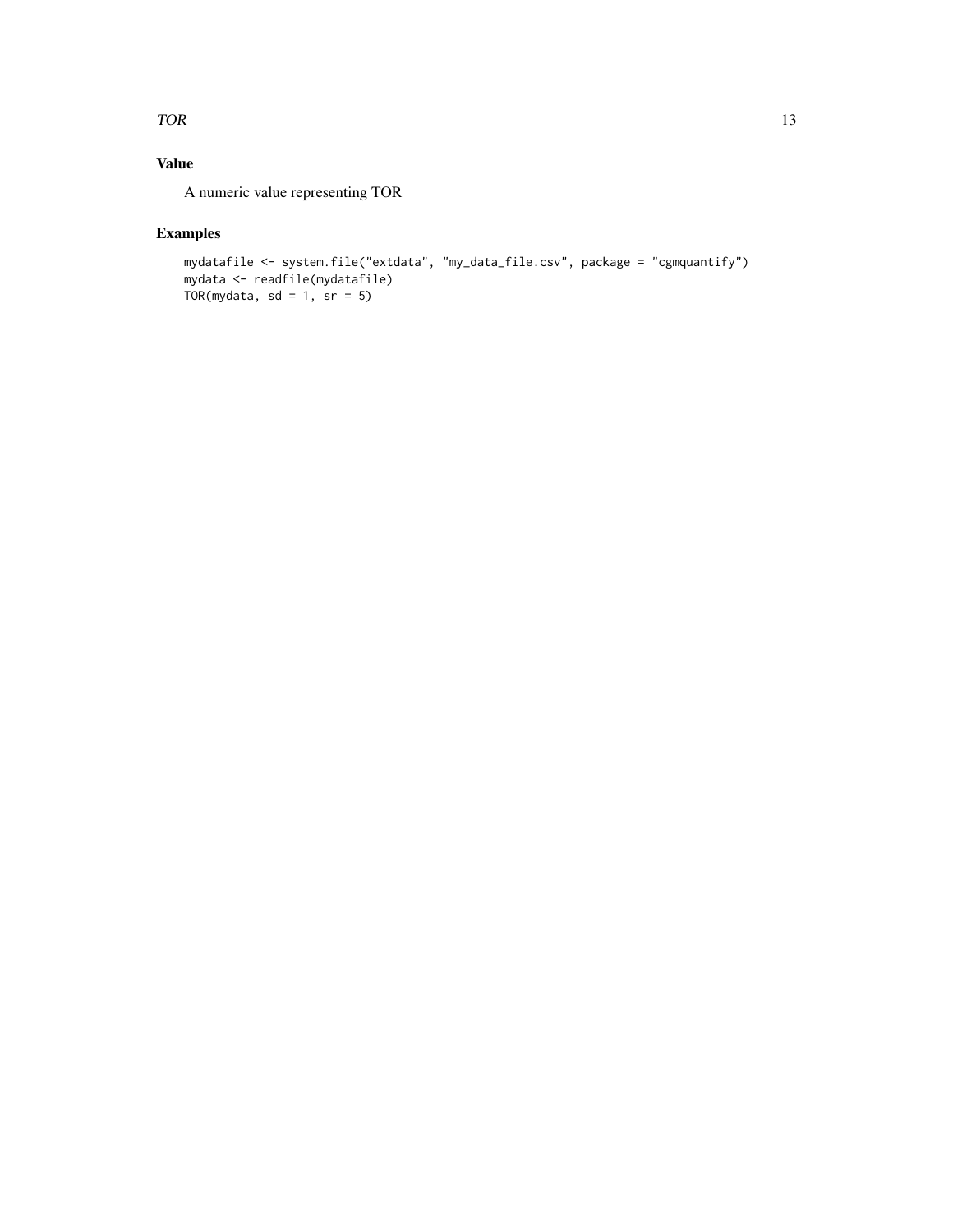## Value

A numeric value representing TOR

## Examples

```
mydatafile <- system.file("extdata", "my_data_file.csv", package = "cgmquantify")
mydata <- readfile(mydatafile)
TOR(mydata, sd = 1, sr = 5)
```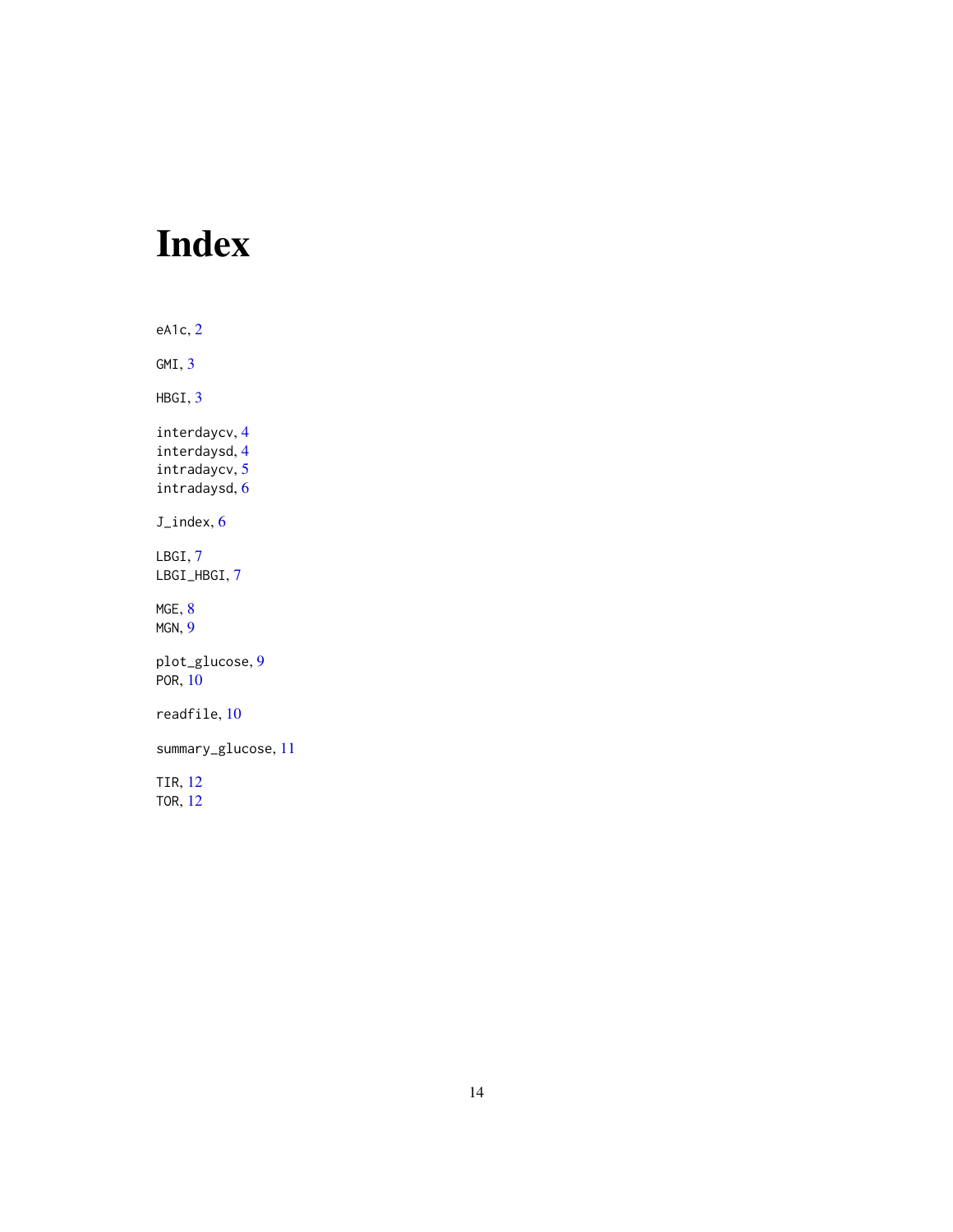# Index

eA1c, 2

GMI, 3

HBGI, 3

interdaycv, 4
interdaysd, 4
intradaycv, 5
intradaysd, 6

J_index, 6

LBGI, 7
LBGI_HBGI, 7

MGE, 8
MGN, 9

plot_glucose, 9
POR, 10

readfile, 10

summary_glucose, 11

TIR, 12
TOR, 12